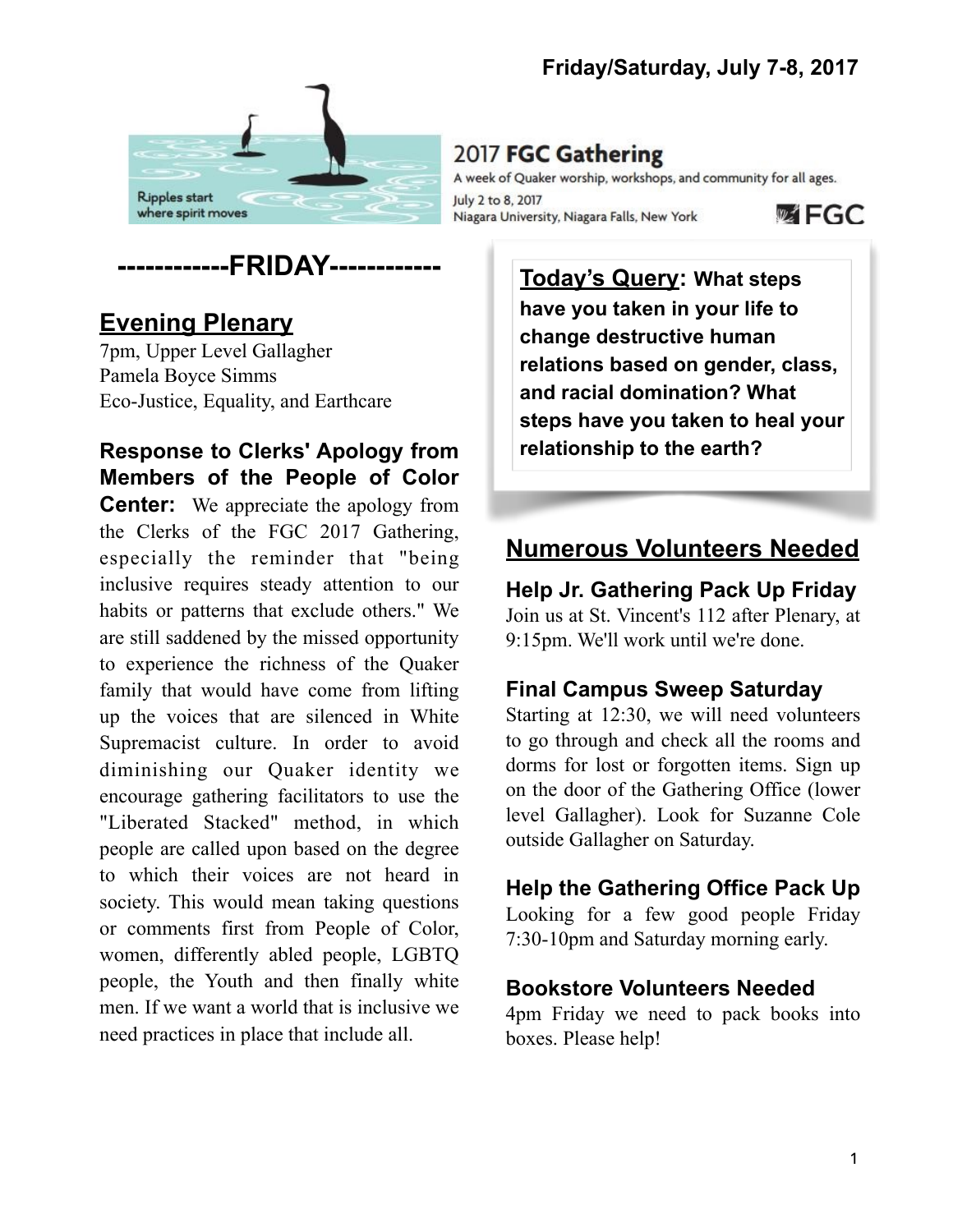Friday/Saturday, July 7-8, 2017

Ripples start where spirit moves

2017 **FGC Gathering**

A week of Quaker worship, workshops, and community for all ages.

July 2 to 8, 2017
Niagara University, Niagara Falls, New York

FGC

# ------------FRIDAY------------

## Evening Plenary

7pm, Upper Level Gallagher
Pamela Boyce Simms
Eco-Justice, Equality, and Earthcare

**Response to Clerks' Apology from Members of the People of Color Center:** We appreciate the apology from the Clerks of the FGC 2017 Gathering, especially the reminder that "being inclusive requires steady attention to our habits or patterns that exclude others." We are still saddened by the missed opportunity to experience the richness of the Quaker family that would have come from lifting up the voices that are silenced in White Supremacist culture. In order to avoid diminishing our Quaker identity we encourage gathering facilitators to use the "Liberated Stacked" method, in which people are called upon based on the degree to which their voices are not heard in society. This would mean taking questions or comments first from People of Color, women, differently abled people, LGBTQ people, the Youth and then finally white men. If we want a world that is inclusive we need practices in place that include all.

**Today's Query: What steps have you taken in your life to change destructive human relations based on gender, class, and racial domination? What steps have you taken to heal your relationship to the earth?**

## Numerous Volunteers Needed

### Help Jr. Gathering Pack Up Friday

Join us at St. Vincent's 112 after Plenary, at 9:15pm. We'll work until we're done.

### Final Campus Sweep Saturday

Starting at 12:30, we will need volunteers to go through and check all the rooms and dorms for lost or forgotten items. Sign up on the door of the Gathering Office (lower level Gallagher). Look for Suzanne Cole outside Gallagher on Saturday.

### Help the Gathering Office Pack Up

Looking for a few good people Friday 7:30-10pm and Saturday morning early.

### Bookstore Volunteers Needed

4pm Friday we need to pack books into boxes. Please help!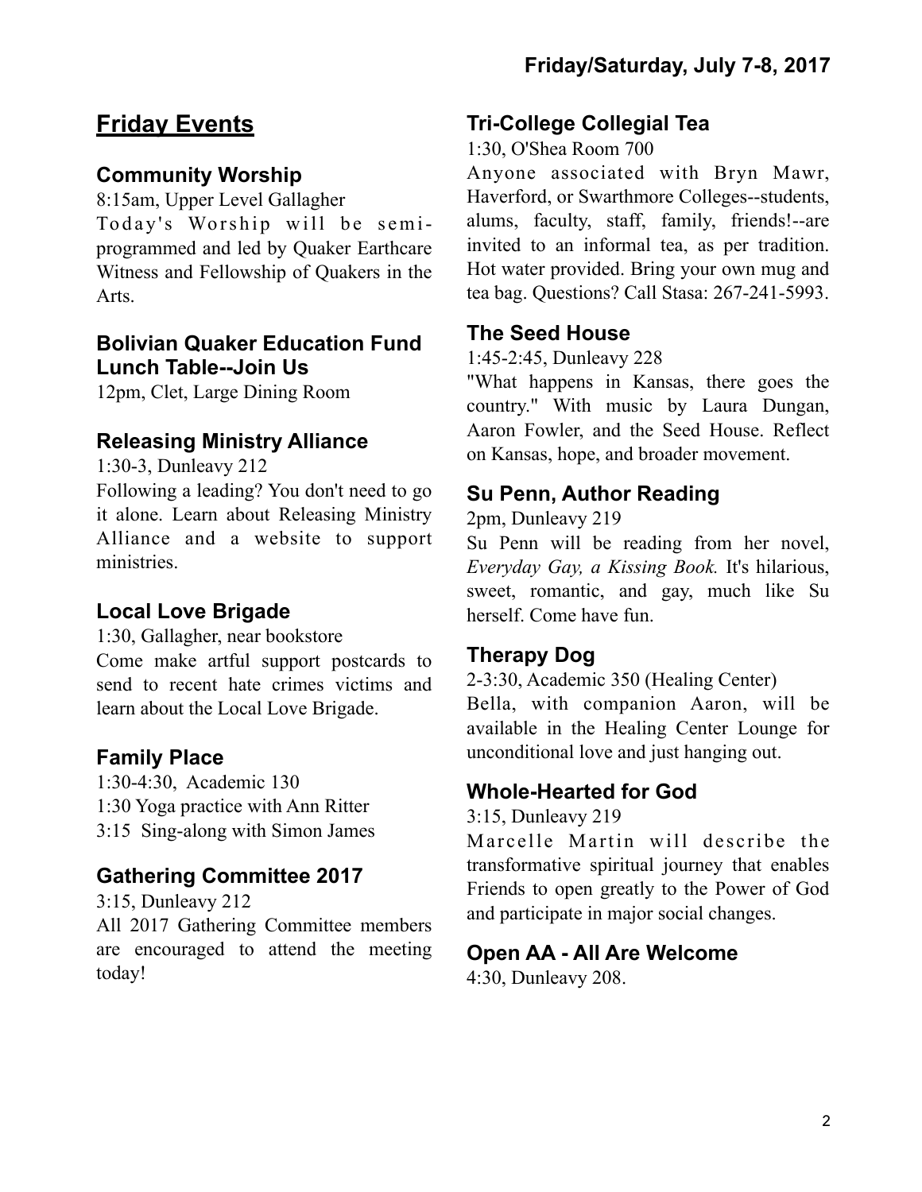## Friday Events

### Community Worship

8:15am, Upper Level Gallagher

Today's Worship will be semi-programmed and led by Quaker Earthcare Witness and Fellowship of Quakers in the Arts.

### Bolivian Quaker Education Fund Lunch Table--Join Us

12pm, Clet, Large Dining Room

### Releasing Ministry Alliance

1:30-3, Dunleavy 212

Following a leading? You don't need to go it alone. Learn about Releasing Ministry Alliance and a website to support ministries.

### Local Love Brigade

1:30, Gallagher, near bookstore

Come make artful support postcards to send to recent hate crimes victims and learn about the Local Love Brigade.

### Family Place

1:30-4:30, Academic 130

1:30 Yoga practice with Ann Ritter

3:15 Sing-along with Simon James

### Gathering Committee 2017

3:15, Dunleavy 212

All 2017 Gathering Committee members are encouraged to attend the meeting today!

### Tri-College Collegial Tea

1:30, O'Shea Room 700

Anyone associated with Bryn Mawr, Haverford, or Swarthmore Colleges--students, alums, faculty, staff, family, friends!--are invited to an informal tea, as per tradition. Hot water provided. Bring your own mug and tea bag. Questions? Call Stasa: 267-241-5993.

### The Seed House

1:45-2:45, Dunleavy 228

"What happens in Kansas, there goes the country." With music by Laura Dungan, Aaron Fowler, and the Seed House. Reflect on Kansas, hope, and broader movement.

### Su Penn, Author Reading

2pm, Dunleavy 219

Su Penn will be reading from her novel, *Everyday Gay, a Kissing Book.* It's hilarious, sweet, romantic, and gay, much like Su herself. Come have fun.

### Therapy Dog

2-3:30, Academic 350 (Healing Center)

Bella, with companion Aaron, will be available in the Healing Center Lounge for unconditional love and just hanging out.

### Whole-Hearted for God

3:15, Dunleavy 219

Marcelle Martin will describe the transformative spiritual journey that enables Friends to open greatly to the Power of God and participate in major social changes.

### Open AA - All Are Welcome

4:30, Dunleavy 208.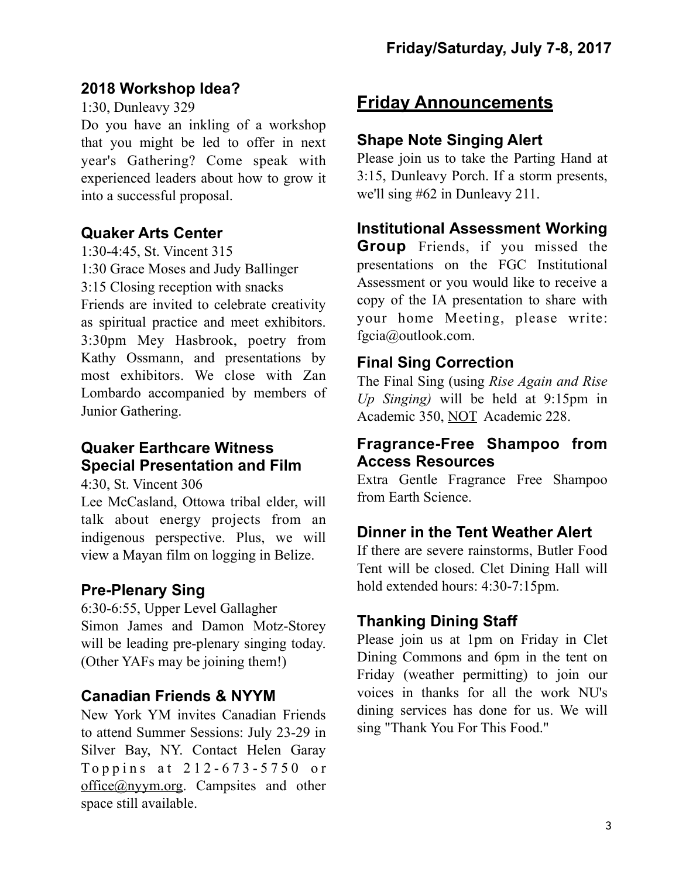### 2018 Workshop Idea?

1:30, Dunleavy 329

Do you have an inkling of a workshop that you might be led to offer in next year's Gathering? Come speak with experienced leaders about how to grow it into a successful proposal.

### Quaker Arts Center

1:30-4:45, St. Vincent 315

1:30 Grace Moses and Judy Ballinger

3:15 Closing reception with snacks

Friends are invited to celebrate creativity as spiritual practice and meet exhibitors. 3:30pm Mey Hasbrook, poetry from Kathy Ossmann, and presentations by most exhibitors. We close with Zan Lombardo accompanied by members of Junior Gathering.

### Quaker Earthcare Witness Special Presentation and Film

4:30, St. Vincent 306

Lee McCasland, Ottowa tribal elder, will talk about energy projects from an indigenous perspective. Plus, we will view a Mayan film on logging in Belize.

### Pre-Plenary Sing

6:30-6:55, Upper Level Gallagher

Simon James and Damon Motz-Storey will be leading pre-plenary singing today. (Other YAFs may be joining them!)

### Canadian Friends & NYYM

New York YM invites Canadian Friends to attend Summer Sessions: July 23-29 in Silver Bay, NY. Contact Helen Garay Toppins at 212-673-5750 or office@nyym.org. Campsites and other space still available.

## Friday Announcements

### Shape Note Singing Alert

Please join us to take the Parting Hand at 3:15, Dunleavy Porch. If a storm presents, we'll sing #62 in Dunleavy 211.

### Institutional Assessment Working Group

Friends, if you missed the presentations on the FGC Institutional Assessment or you would like to receive a copy of the IA presentation to share with your home Meeting, please write: fgcia@outlook.com.

### Final Sing Correction

The Final Sing (using *Rise Again and Rise Up Singing)* will be held at 9:15pm in Academic 350, NOT Academic 228.

### Fragrance-Free Shampoo from Access Resources

Extra Gentle Fragrance Free Shampoo from Earth Science.

### Dinner in the Tent Weather Alert

If there are severe rainstorms, Butler Food Tent will be closed. Clet Dining Hall will hold extended hours: 4:30-7:15pm.

### Thanking Dining Staff

Please join us at 1pm on Friday in Clet Dining Commons and 6pm in the tent on Friday (weather permitting) to join our voices in thanks for all the work NU's dining services has done for us. We will sing "Thank You For This Food."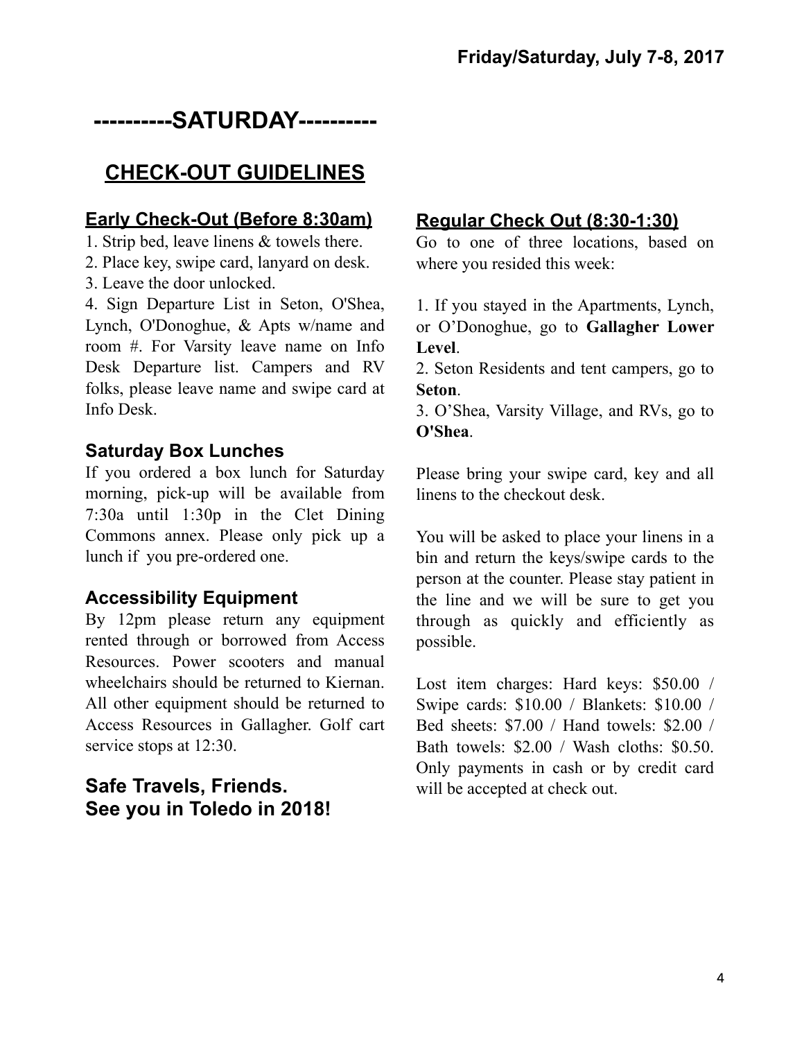**Friday/Saturday, July 7-8, 2017**

# ----------SATURDAY----------

## CHECK-OUT GUIDELINES

### Early Check-Out (Before 8:30am)

1. Strip bed, leave linens & towels there.
2. Place key, swipe card, lanyard on desk.
3. Leave the door unlocked.
4. Sign Departure List in Seton, O'Shea, Lynch, O'Donoghue, & Apts w/name and room #. For Varsity leave name on Info Desk Departure list. Campers and RV folks, please leave name and swipe card at Info Desk.

### Saturday Box Lunches

If you ordered a box lunch for Saturday morning, pick-up will be available from 7:30a until 1:30p in the Clet Dining Commons annex. Please only pick up a lunch if you pre-ordered one.

### Accessibility Equipment

By 12pm please return any equipment rented through or borrowed from Access Resources. Power scooters and manual wheelchairs should be returned to Kiernan. All other equipment should be returned to Access Resources in Gallagher. Golf cart service stops at 12:30.

### Safe Travels, Friends. See you in Toledo in 2018!

### Regular Check Out (8:30-1:30)

Go to one of three locations, based on where you resided this week:

1. If you stayed in the Apartments, Lynch, or O'Donoghue, go to **Gallagher Lower Level**.
2. Seton Residents and tent campers, go to **Seton**.
3. O'Shea, Varsity Village, and RVs, go to **O'Shea**.

Please bring your swipe card, key and all linens to the checkout desk.

You will be asked to place your linens in a bin and return the keys/swipe cards to the person at the counter. Please stay patient in the line and we will be sure to get you through as quickly and efficiently as possible.

Lost item charges: Hard keys: $50.00 / Swipe cards: $10.00 / Blankets: $10.00 / Bed sheets: $7.00 / Hand towels: $2.00 / Bath towels: $2.00 / Wash cloths: $0.50. Only payments in cash or by credit card will be accepted at check out.